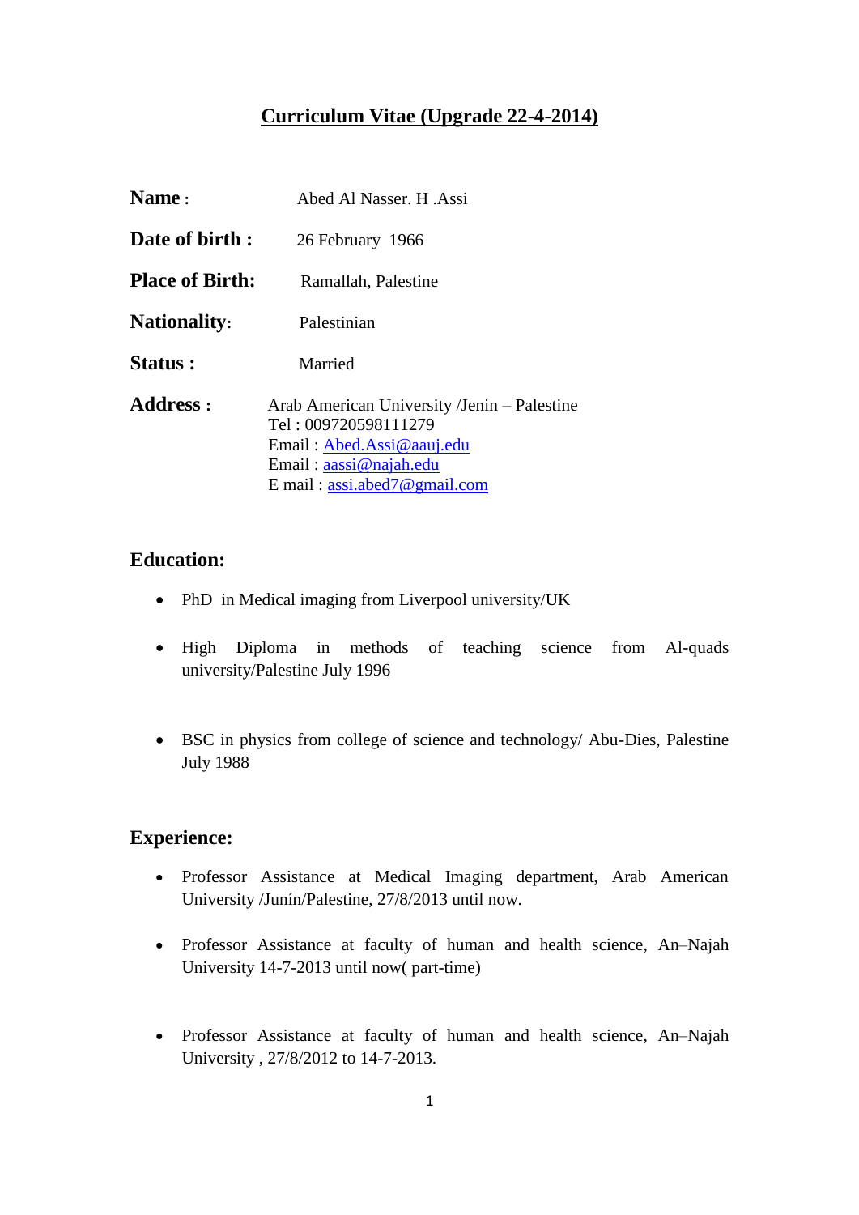# Curriculum Vitae (Upgrade 22-4-2014)

**Name :** Abed Al Nasser. H .Assi

**Date of birth :** 26 February 1966

**Place of Birth:** Ramallah, Palestine

**Nationality:** Palestinian

**Status :** Married

**Address :** Arab American University /Jenin – Palestine
Tel : 009720598111279
Email : Abed.Assi@aauj.edu
Email : aassi@najah.edu
E mail : assi.abed7@gmail.com

## Education:

- PhD in Medical imaging from Liverpool university/UK
- High Diploma in methods of teaching science from Al-quads university/Palestine July 1996
- BSC in physics from college of science and technology/ Abu-Dies, Palestine July 1988

## Experience:

- Professor Assistance at Medical Imaging department, Arab American University /Junín/Palestine, 27/8/2013 until now.
- Professor Assistance at faculty of human and health science, An–Najah University 14-7-2013 until now( part-time)
- Professor Assistance at faculty of human and health science, An–Najah University , 27/8/2012 to 14-7-2013.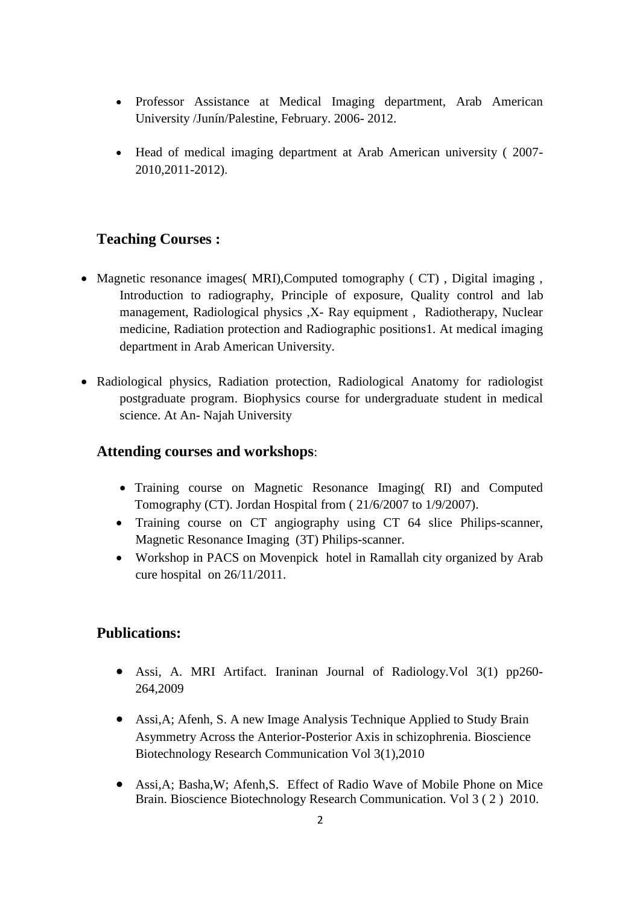- Professor Assistance at Medical Imaging department, Arab American University /Junín/Palestine, February. 2006- 2012.

- Head of medical imaging department at Arab American university ( 2007-2010,2011-2012).

## Teaching Courses :

- Magnetic resonance images( MRI),Computed tomography ( CT) , Digital imaging , Introduction to radiography, Principle of exposure, Quality control and lab management, Radiological physics ,X- Ray equipment , Radiotherapy, Nuclear medicine, Radiation protection and Radiographic positions1. At medical imaging department in Arab American University.

- Radiological physics, Radiation protection, Radiological Anatomy for radiologist postgraduate program. Biophysics course for undergraduate student in medical science. At An- Najah University

## Attending courses and workshops:

- Training course on Magnetic Resonance Imaging( RI) and Computed Tomography (CT). Jordan Hospital from ( 21/6/2007 to 1/9/2007).
- Training course on CT angiography using CT 64 slice Philips-scanner, Magnetic Resonance Imaging (3T) Philips-scanner.
- Workshop in PACS on Movenpick hotel in Ramallah city organized by Arab cure hospital on 26/11/2011.

## Publications:

- Assi, A. MRI Artifact. Iraninan Journal of Radiology.Vol 3(1) pp260-264,2009

- Assi,A; Afenh, S. A new Image Analysis Technique Applied to Study Brain Asymmetry Across the Anterior-Posterior Axis in schizophrenia. Bioscience Biotechnology Research Communication Vol 3(1),2010

- Assi,A; Basha,W; Afenh,S. Effect of Radio Wave of Mobile Phone on Mice Brain. Bioscience Biotechnology Research Communication. Vol 3 ( 2 ) 2010.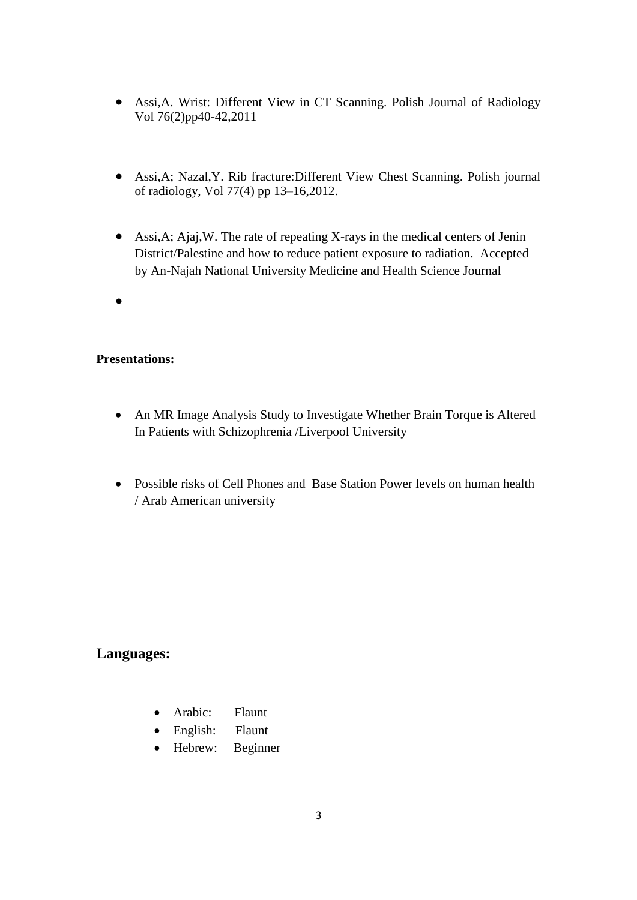- Assi,A. Wrist: Different View in CT Scanning. Polish Journal of Radiology Vol 76(2)pp40-42,2011

- Assi,A; Nazal,Y. Rib fracture:Different View Chest Scanning. Polish journal of radiology, Vol 77(4) pp 13–16,2012.

- Assi,A; Ajaj,W. The rate of repeating X-rays in the medical centers of Jenin District/Palestine and how to reduce patient exposure to radiation. Accepted by An-Najah National University Medicine and Health Science Journal

- 

**Presentations:**

- An MR Image Analysis Study to Investigate Whether Brain Torque is Altered In Patients with Schizophrenia /Liverpool University

- Possible risks of Cell Phones and Base Station Power levels on human health / Arab American university

## Languages:

- Arabic: Flaunt
- English: Flaunt
- Hebrew: Beginner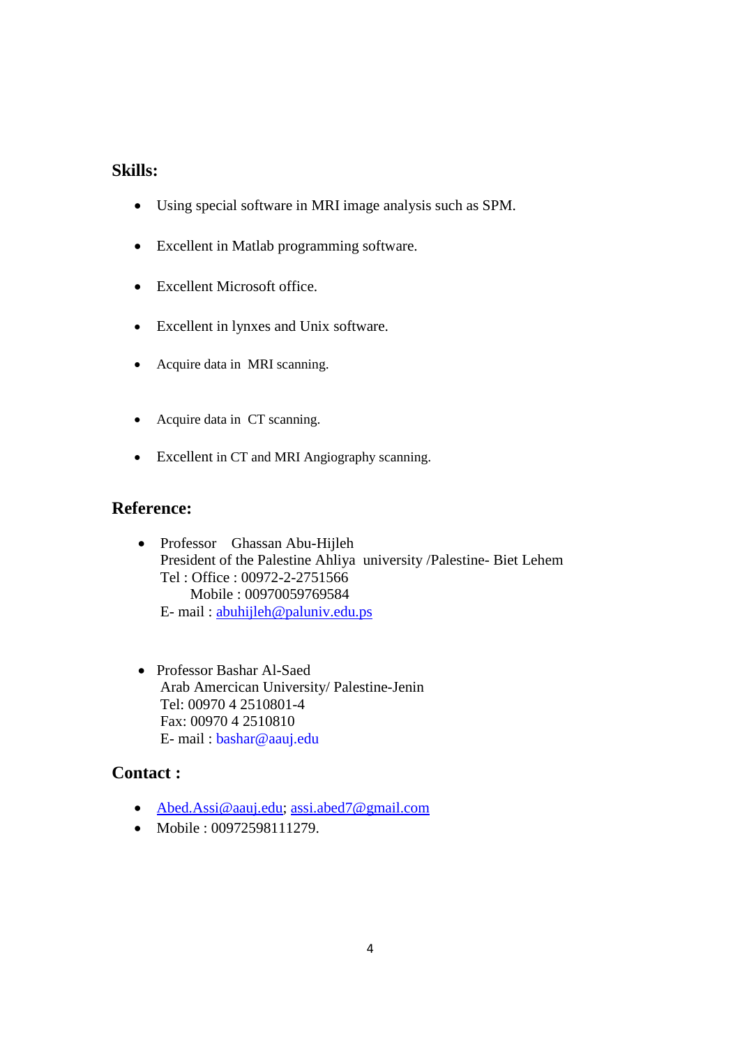## Skills:

- Using special software in MRI image analysis such as SPM.
- Excellent in Matlab programming software.
- Excellent Microsoft office.
- Excellent in lynxes and Unix software.
- Acquire data in MRI scanning.
- Acquire data in CT scanning.
- Excellent in CT and MRI Angiography scanning.

## Reference:

- Professor Ghassan Abu-Hijleh
  President of the Palestine Ahliya university /Palestine- Biet Lehem
  Tel : Office : 00972-2-2751566
  Mobile : 00970059769584
  E- mail : abuhijleh@paluniv.edu.ps

- Professor Bashar Al-Saed
  Arab Amercican University/ Palestine-Jenin
  Tel: 00970 4 2510801-4
  Fax: 00970 4 2510810
  E- mail : bashar@aauj.edu

## Contact :

- Abed.Assi@aauj.edu; assi.abed7@gmail.com
- Mobile : 00972598111279.